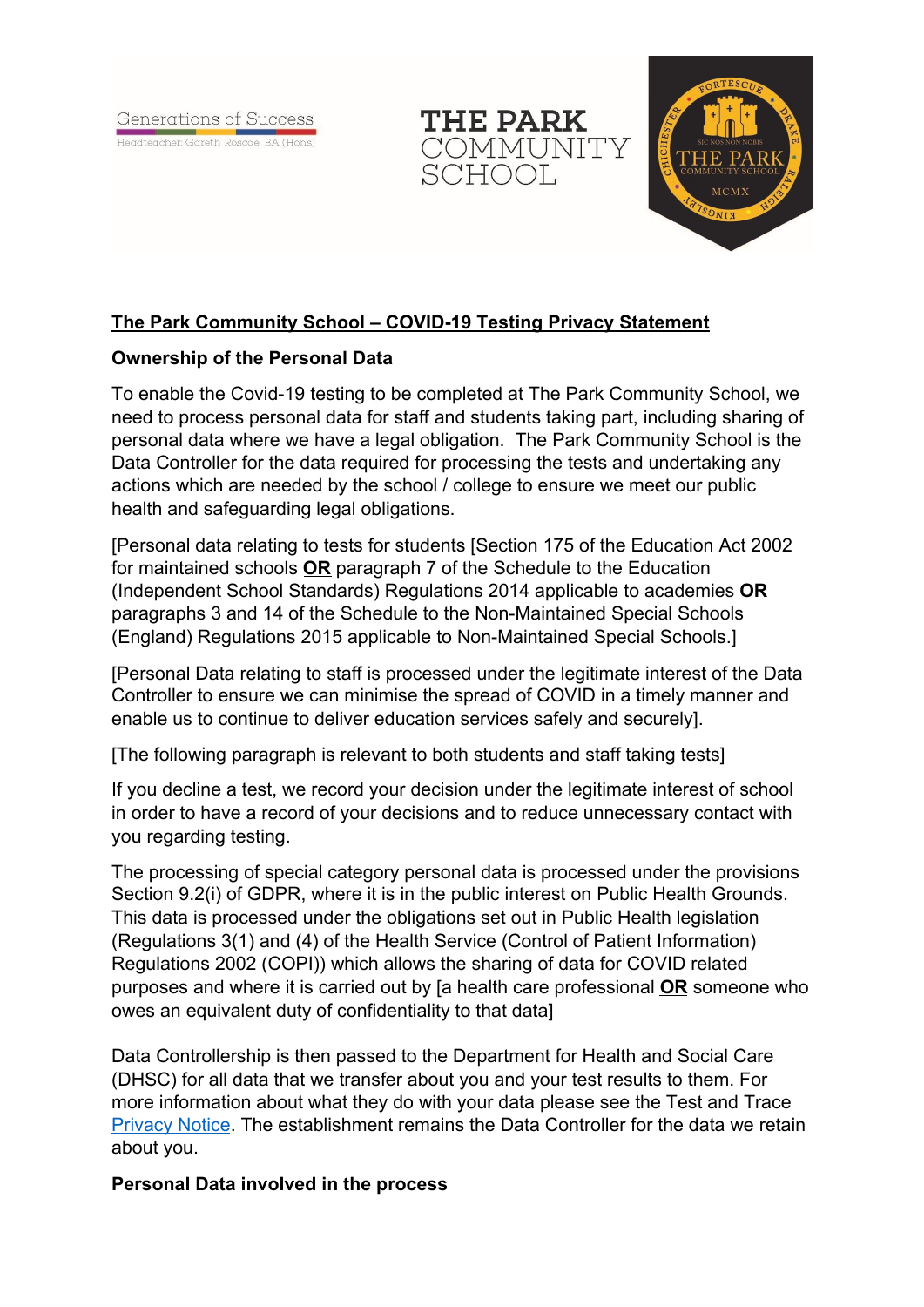Generations of Success

Headteacher: Gareth Roscoe, BA (Hons)

THE PARK COMMUNITY SCHOOL

# The Park Community School – COVID-19 Testing Privacy Statement

## Ownership of the Personal Data

To enable the Covid-19 testing to be completed at The Park Community School, we need to process personal data for staff and students taking part, including sharing of personal data where we have a legal obligation. The Park Community School is the Data Controller for the data required for processing the tests and undertaking any actions which are needed by the school / college to ensure we meet our public health and safeguarding legal obligations.

[Personal data relating to tests for students [Section 175 of the Education Act 2002 for maintained schools **OR** paragraph 7 of the Schedule to the Education (Independent School Standards) Regulations 2014 applicable to academies **OR** paragraphs 3 and 14 of the Schedule to the Non-Maintained Special Schools (England) Regulations 2015 applicable to Non-Maintained Special Schools.]

[Personal Data relating to staff is processed under the legitimate interest of the Data Controller to ensure we can minimise the spread of COVID in a timely manner and enable us to continue to deliver education services safely and securely].

[The following paragraph is relevant to both students and staff taking tests]

If you decline a test, we record your decision under the legitimate interest of school in order to have a record of your decisions and to reduce unnecessary contact with you regarding testing.

The processing of special category personal data is processed under the provisions Section 9.2(i) of GDPR, where it is in the public interest on Public Health Grounds. This data is processed under the obligations set out in Public Health legislation (Regulations 3(1) and (4) of the Health Service (Control of Patient Information) Regulations 2002 (COPI)) which allows the sharing of data for COVID related purposes and where it is carried out by [a health care professional **OR** someone who owes an equivalent duty of confidentiality to that data]

Data Controllership is then passed to the Department for Health and Social Care (DHSC) for all data that we transfer about you and your test results to them. For more information about what they do with your data please see the Test and Trace Privacy Notice. The establishment remains the Data Controller for the data we retain about you.

## Personal Data involved in the process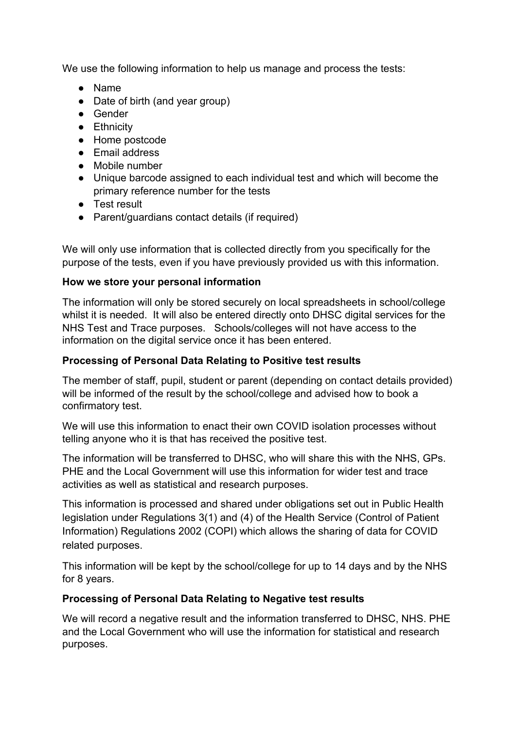We use the following information to help us manage and process the tests:

- Name
- Date of birth (and year group)
- Gender
- Ethnicity
- Home postcode
- Email address
- Mobile number
- Unique barcode assigned to each individual test and which will become the primary reference number for the tests
- Test result
- Parent/guardians contact details (if required)

We will only use information that is collected directly from you specifically for the purpose of the tests, even if you have previously provided us with this information.

**How we store your personal information**

The information will only be stored securely on local spreadsheets in school/college whilst it is needed. It will also be entered directly onto DHSC digital services for the NHS Test and Trace purposes. Schools/colleges will not have access to the information on the digital service once it has been entered.

**Processing of Personal Data Relating to Positive test results**

The member of staff, pupil, student or parent (depending on contact details provided) will be informed of the result by the school/college and advised how to book a confirmatory test.

We will use this information to enact their own COVID isolation processes without telling anyone who it is that has received the positive test.

The information will be transferred to DHSC, who will share this with the NHS, GPs. PHE and the Local Government will use this information for wider test and trace activities as well as statistical and research purposes.

This information is processed and shared under obligations set out in Public Health legislation under Regulations 3(1) and (4) of the Health Service (Control of Patient Information) Regulations 2002 (COPI) which allows the sharing of data for COVID related purposes.

This information will be kept by the school/college for up to 14 days and by the NHS for 8 years.

**Processing of Personal Data Relating to Negative test results**

We will record a negative result and the information transferred to DHSC, NHS. PHE and the Local Government who will use the information for statistical and research purposes.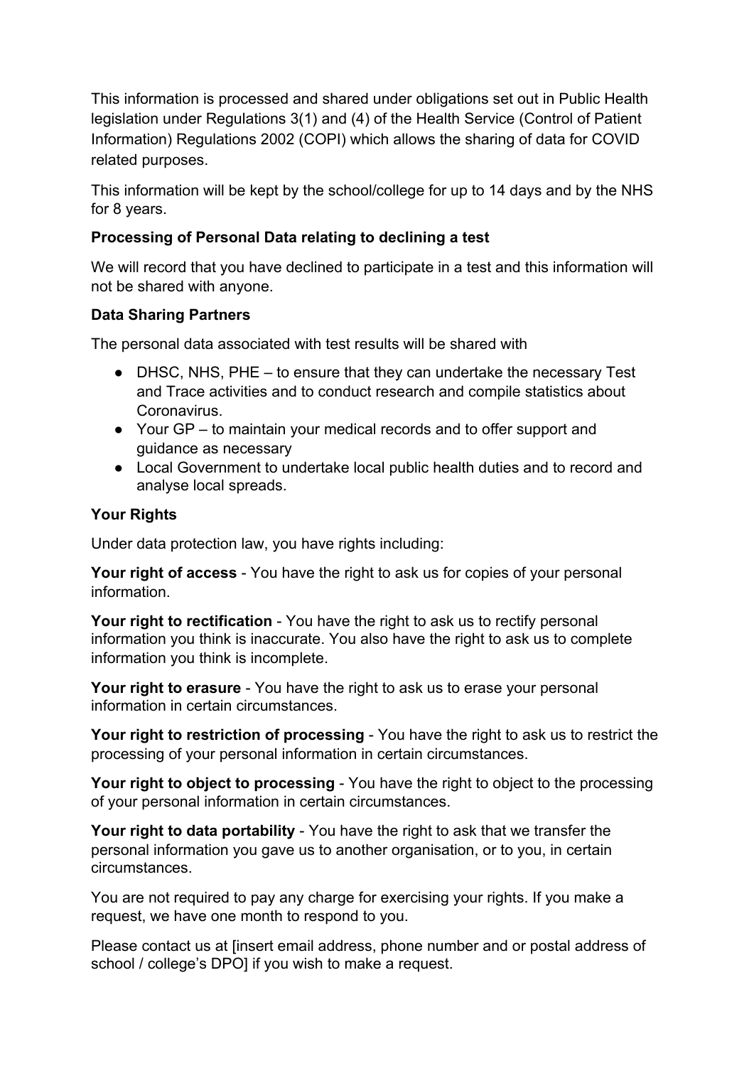This information is processed and shared under obligations set out in Public Health legislation under Regulations 3(1) and (4) of the Health Service (Control of Patient Information) Regulations 2002 (COPI) which allows the sharing of data for COVID related purposes.

This information will be kept by the school/college for up to 14 days and by the NHS for 8 years.

**Processing of Personal Data relating to declining a test**

We will record that you have declined to participate in a test and this information will not be shared with anyone.

**Data Sharing Partners**

The personal data associated with test results will be shared with

- DHSC, NHS, PHE – to ensure that they can undertake the necessary Test and Trace activities and to conduct research and compile statistics about Coronavirus.
- Your GP – to maintain your medical records and to offer support and guidance as necessary
- Local Government to undertake local public health duties and to record and analyse local spreads.

**Your Rights**

Under data protection law, you have rights including:

**Your right of access** - You have the right to ask us for copies of your personal information.

**Your right to rectification** - You have the right to ask us to rectify personal information you think is inaccurate. You also have the right to ask us to complete information you think is incomplete.

**Your right to erasure** - You have the right to ask us to erase your personal information in certain circumstances.

**Your right to restriction of processing** - You have the right to ask us to restrict the processing of your personal information in certain circumstances.

**Your right to object to processing** - You have the right to object to the processing of your personal information in certain circumstances.

**Your right to data portability** - You have the right to ask that we transfer the personal information you gave us to another organisation, or to you, in certain circumstances.

You are not required to pay any charge for exercising your rights. If you make a request, we have one month to respond to you.

Please contact us at [insert email address, phone number and or postal address of school / college's DPO] if you wish to make a request.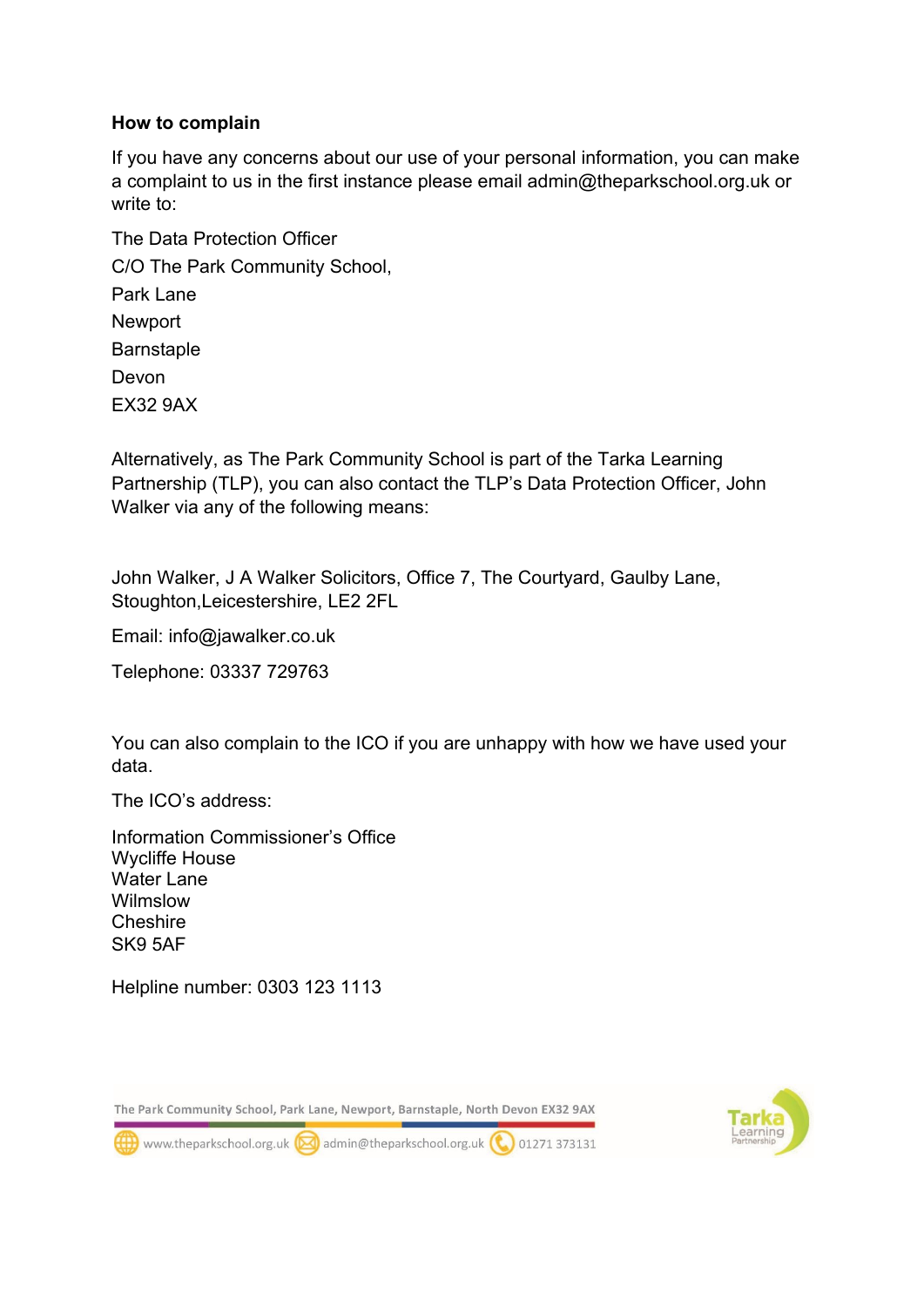**How to complain**

If you have any concerns about our use of your personal information, you can make a complaint to us in the first instance please email admin@theparkschool.org.uk or write to:

The Data Protection Officer

C/O The Park Community School,

Park Lane

Newport

Barnstaple

Devon

EX32 9AX

Alternatively, as The Park Community School is part of the Tarka Learning Partnership (TLP), you can also contact the TLP's Data Protection Officer, John Walker via any of the following means:

John Walker, J A Walker Solicitors, Office 7, The Courtyard, Gaulby Lane, Stoughton,Leicestershire, LE2 2FL

Email: info@jawalker.co.uk

Telephone: 03337 729763

You can also complain to the ICO if you are unhappy with how we have used your data.

The ICO's address:

Information Commissioner's Office
Wycliffe House
Water Lane
Wilmslow
Cheshire
SK9 5AF

Helpline number: 0303 123 1113